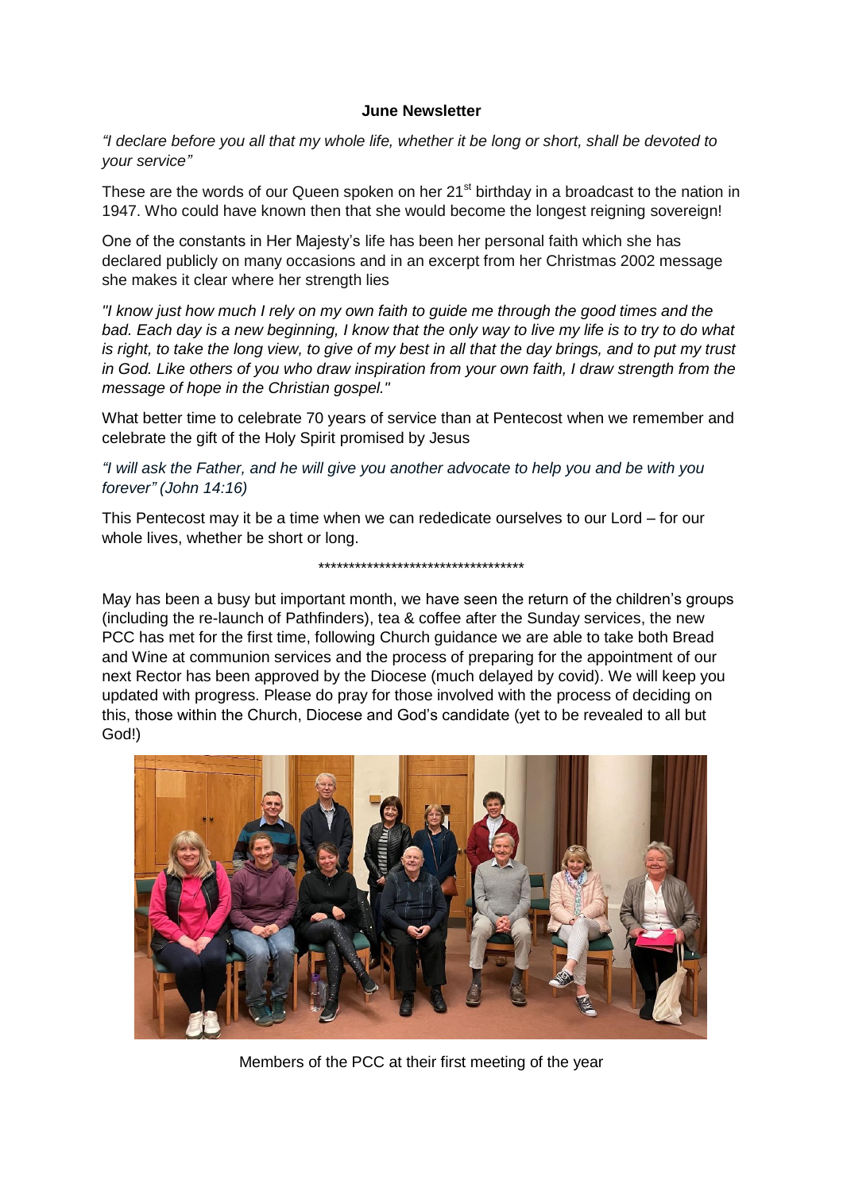**June Newsletter**

*"I declare before you all that my whole life, whether it be long or short, shall be devoted to your service"*

These are the words of our Queen spoken on her 21st birthday in a broadcast to the nation in 1947. Who could have known then that she would become the longest reigning sovereign!

One of the constants in Her Majesty's life has been her personal faith which she has declared publicly on many occasions and in an excerpt from her Christmas 2002 message she makes it clear where her strength lies

*"I know just how much I rely on my own faith to guide me through the good times and the bad. Each day is a new beginning, I know that the only way to live my life is to try to do what is right, to take the long view, to give of my best in all that the day brings, and to put my trust in God. Like others of you who draw inspiration from your own faith, I draw strength from the message of hope in the Christian gospel."*

What better time to celebrate 70 years of service than at Pentecost when we remember and celebrate the gift of the Holy Spirit promised by Jesus

*"I will ask the Father, and he will give you another advocate to help you and be with you forever" (John 14:16)*

This Pentecost may it be a time when we can rededicate ourselves to our Lord – for our whole lives, whether be short or long.

\*\*\*\*\*\*\*\*\*\*\*\*\*\*\*\*\*\*\*\*\*\*\*\*\*\*\*\*\*\*\*\*\*\*\*

May has been a busy but important month, we have seen the return of the children's groups (including the re-launch of Pathfinders), tea & coffee after the Sunday services, the new PCC has met for the first time, following Church guidance we are able to take both Bread and Wine at communion services and the process of preparing for the appointment of our next Rector has been approved by the Diocese (much delayed by covid). We will keep you updated with progress. Please do pray for those involved with the process of deciding on this, those within the Church, Diocese and God's candidate (yet to be revealed to all but God!)

Members of the PCC at their first meeting of the year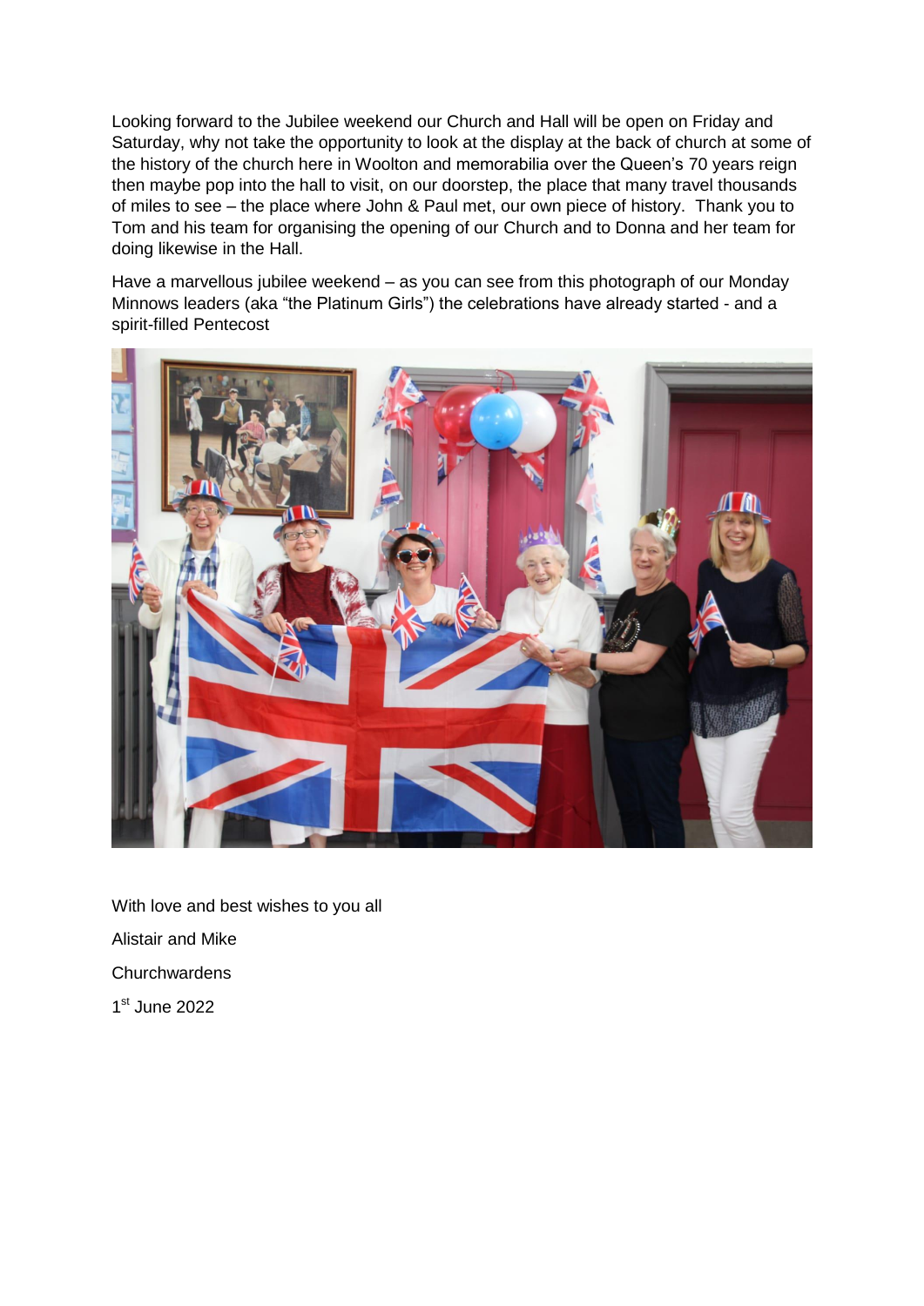Looking forward to the Jubilee weekend our Church and Hall will be open on Friday and Saturday, why not take the opportunity to look at the display at the back of church at some of the history of the church here in Woolton and memorabilia over the Queen's 70 years reign then maybe pop into the hall to visit, on our doorstep, the place that many travel thousands of miles to see – the place where John & Paul met, our own piece of history. Thank you to Tom and his team for organising the opening of our Church and to Donna and her team for doing likewise in the Hall.

Have a marvellous jubilee weekend – as you can see from this photograph of our Monday Minnows leaders (aka "the Platinum Girls") the celebrations have already started - and a spirit-filled Pentecost

With love and best wishes to you all

Alistair and Mike

Churchwardens

1st June 2022